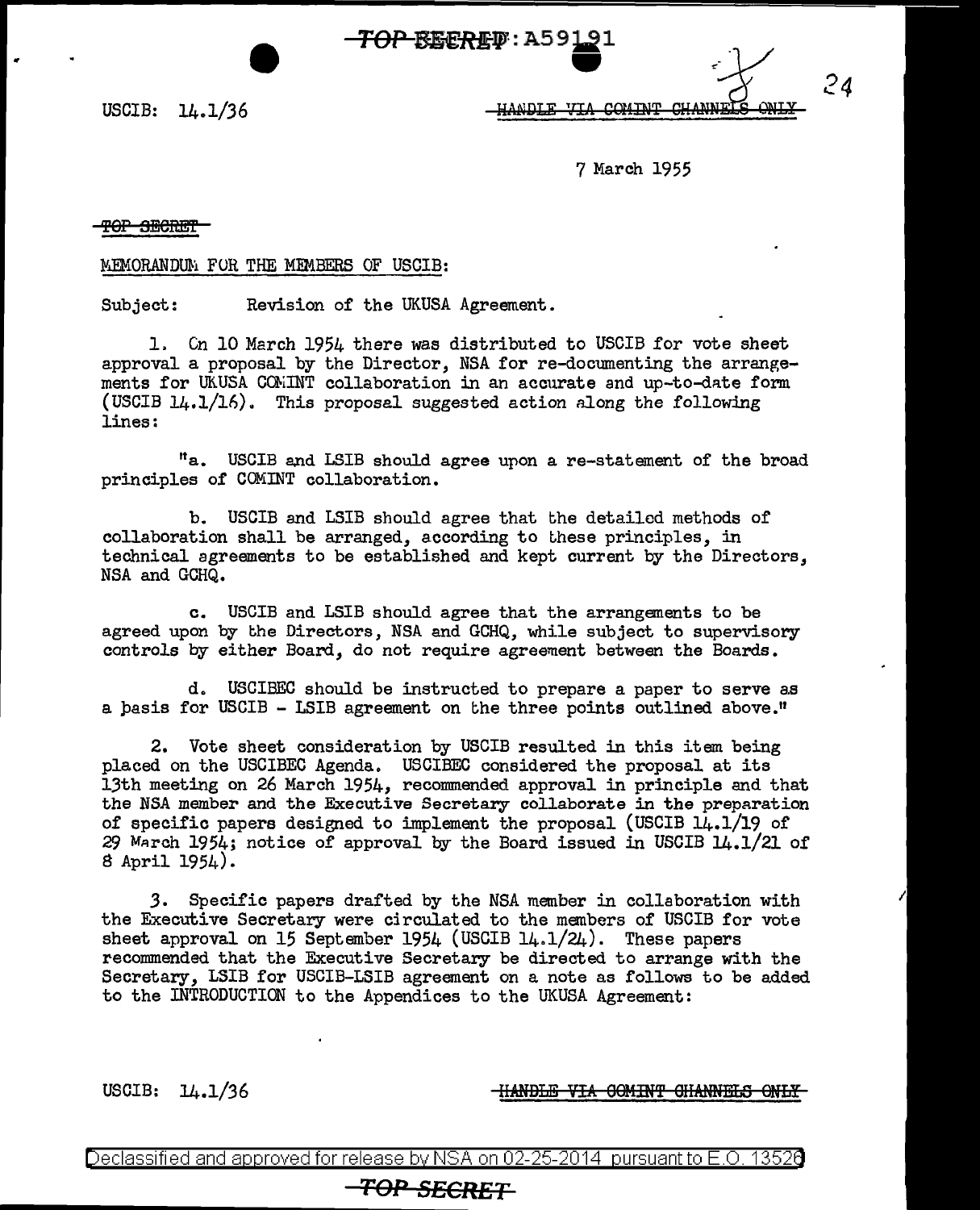USCIB: 14.1/36

HANDLE VIA COMINT CHANNELS ONLY

7 March 1955

TOP SECRET

MEMORANDUM FOR THE MEMBERS OF USCIB:

Subject: Revision of the UKUSA Agreement.

1. On 10 March 1954 there was distributed to USCIB for vote sheet approval a proposal by the Director, NSA for re-documenting the arrangements for UKUSA COMINT collaboration in an accurate and up-to-date form (USCIB 14.1/16). This proposal suggested action along the following lines:

"a. USCIB and LSIB should agree upon a re-statement of the broad principles of COMINT collaboration.

b. USCIB and LSIB should agree that the detailed methods of collaboration shall be arranged, according to these principles, in technical agreements to be established and kept current by the Directors, NSA and GCHQ.

c. USCIB and LSIB should agree that the arrangements to be agreed upon by the Directors, NSA and GCHQ, while subject to supervisory controls by either Board, do not require agreement between the Boards.

d. USCIBEC should be instructed to prepare a paper to serve as a basis for USCIB - LSIB agreement on the three points outlined above."

2. Vote sheet consideration by USCIB resulted in this item being placed on the USCIBEC Agenda. USCIBEC considered the proposal at its 13th meeting on 26 March 1954, recommended approval in principle and that the NSA member and the Executive Secretary collaborate in the preparation of specific papers designed to implement the proposal (USCIB 14.1/19 of 29 March 1954; notice of approval by the Board issued in USCIB 14.1/21 of 8 April 1954).

3. Specific papers drafted by the NSA member in collaboration with the Executive Secretary were circulated to the members of USCIB for vote sheet approval on 15 September 1954 (USCIB 14.1/24). These papers recommended that the Executive Secretary be directed to arrange with the Secretary, LSIB for USCIB-LSIB agreement on a note as follows to be added to the INTRODUCTION to the Appendices to the UKUSA Agreement:

USCIB: 14.1/36

HANDLE VIA COMINT CHANNELS ONLY

Declassified and approved for release by NSA on 02-25-2014 pursuant to E.O. 13526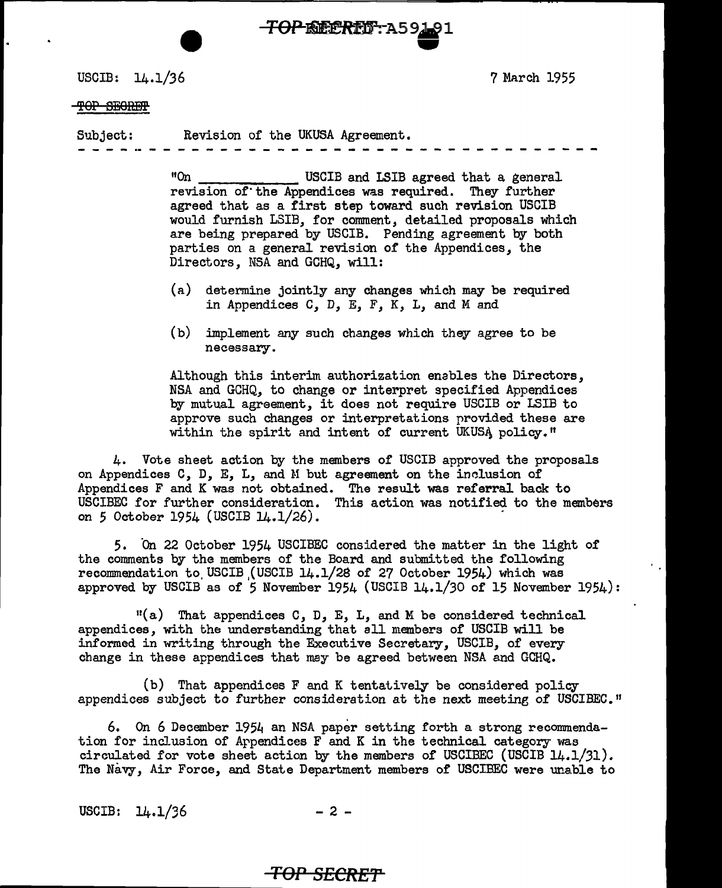USCIB: 14.1/36 7 March 1955

~~TOP SECRET~~

Subject: Revision of the UKUSA Agreement.

- - - - - - - - - - - - - - - - - - - - - - - - - - - - - - - - - - - - -

"On \_\_\_\_\_\_\_\_\_\_\_\_ USCIB and LSIB agreed that a general revision of the Appendices was required. They further agreed that as a first step toward such revision USCIB would furnish LSIB, for comment, detailed proposals which are being prepared by USCIB. Pending agreement by both parties on a general revision of the Appendices, the Directors, NSA and GCHQ, will:

(a) determine jointly any changes which may be required in Appendices C, D, E, F, K, L, and M and

(b) implement any such changes which they agree to be necessary.

Although this interim authorization enables the Directors, NSA and GCHQ, to change or interpret specified Appendices by mutual agreement, it does not require USCIB or LSIB to approve such changes or interpretations provided these are within the spirit and intent of current UKUSA policy."

4. Vote sheet action by the members of USCIB approved the proposals on Appendices C, D, E, L, and M but agreement on the inclusion of Appendices F and K was not obtained. The result was referral back to USCIBEC for further consideration. This action was notified to the members on 5 October 1954 (USCIB 14.1/26).

5. On 22 October 1954 USCIBEC considered the matter in the light of the comments by the members of the Board and submitted the following recommendation to USCIB (USCIB 14.1/28 of 27 October 1954) which was approved by USCIB as of 5 November 1954 (USCIB 14.1/30 of 15 November 1954):

"(a) That appendices C, D, E, L, and M be considered technical appendices, with the understanding that all members of USCIB will be informed in writing through the Executive Secretary, USCIB, of every change in these appendices that may be agreed between NSA and GCHQ.

(b) That appendices F and K tentatively be considered policy appendices subject to further consideration at the next meeting of USCIBEC."

6. On 6 December 1954 an NSA paper setting forth a strong recommendation for inclusion of Appendices F and K in the technical category was circulated for vote sheet action by the members of USCIBEC (USCIB 14.1/31). The Navy, Air Force, and State Department members of USCIBEC were unable to

USCIB: 14.1/36 - 2 -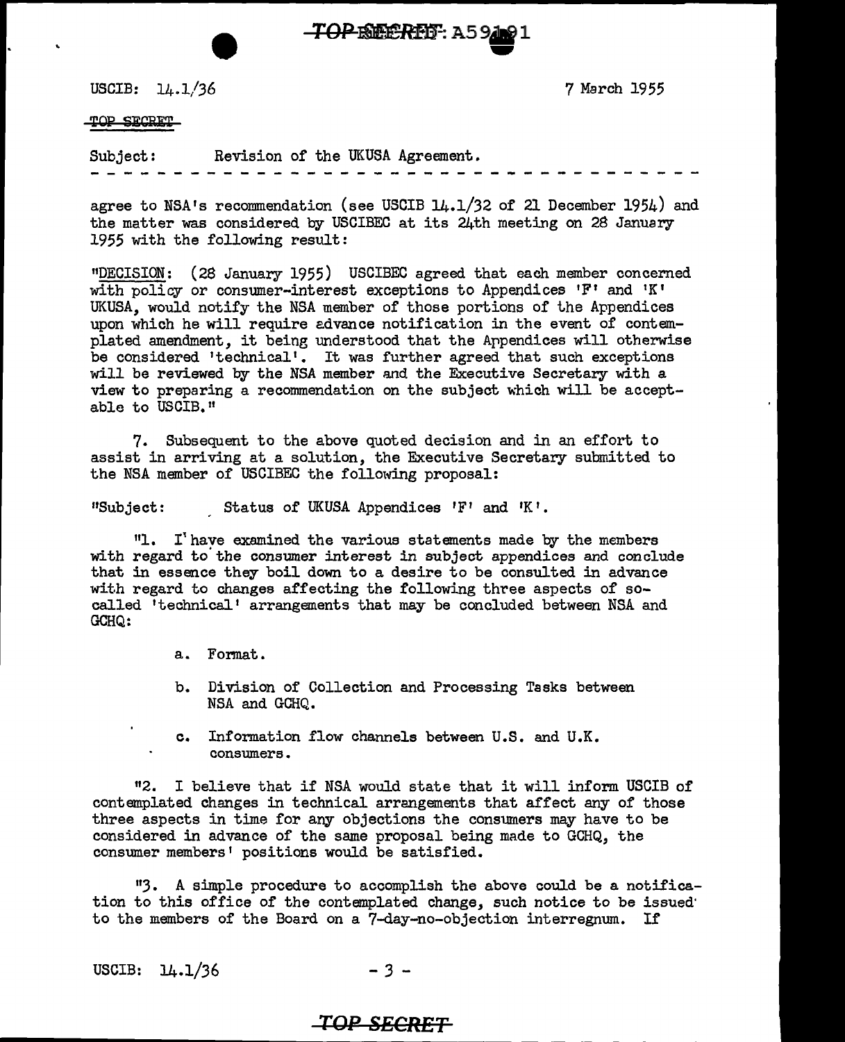USCIB: 14.1/36

7 March 1955

TOP SECRET

Subject: Revision of the UKUSA Agreement.

- - - - - - - - - - - - - - - - - - - - - - - - - - - - - - - - - - - - - -

agree to NSA's recommendation (see USCIB 14.1/32 of 21 December 1954) and the matter was considered by USCIBEC at its 24th meeting on 28 January 1955 with the following result:

"DECISION: (28 January 1955) USCIBEC agreed that each member concerned with policy or consumer-interest exceptions to Appendices 'F' and 'K' UKUSA, would notify the NSA member of those portions of the Appendices upon which he will require advance notification in the event of contemplated amendment, it being understood that the Appendices will otherwise be considered 'technical'. It was further agreed that such exceptions will be reviewed by the NSA member and the Executive Secretary with a view to preparing a recommendation on the subject which will be acceptable to USCIB."

7. Subsequent to the above quoted decision and in an effort to assist in arriving at a solution, the Executive Secretary submitted to the NSA member of USCIBEC the following proposal:

"Subject: Status of UKUSA Appendices 'F' and 'K'.

"1. I have examined the various statements made by the members with regard to the consumer interest in subject appendices and conclude that in essence they boil down to a desire to be consulted in advance with regard to changes affecting the following three aspects of so-called 'technical' arrangements that may be concluded between NSA and GCHQ:

a. Format.

b. Division of Collection and Processing Tasks between NSA and GCHQ.

c. Information flow channels between U.S. and U.K. consumers.

"2. I believe that if NSA would state that it will inform USCIB of contemplated changes in technical arrangements that affect any of those three aspects in time for any objections the consumers may have to be considered in advance of the same proposal being made to GCHQ, the consumer members' positions would be satisfied.

"3. A simple procedure to accomplish the above could be a notification to this office of the contemplated change, such notice to be issued to the members of the Board on a 7-day-no-objection interregnum. If

USCIB: 14.1/36

TOP SECRET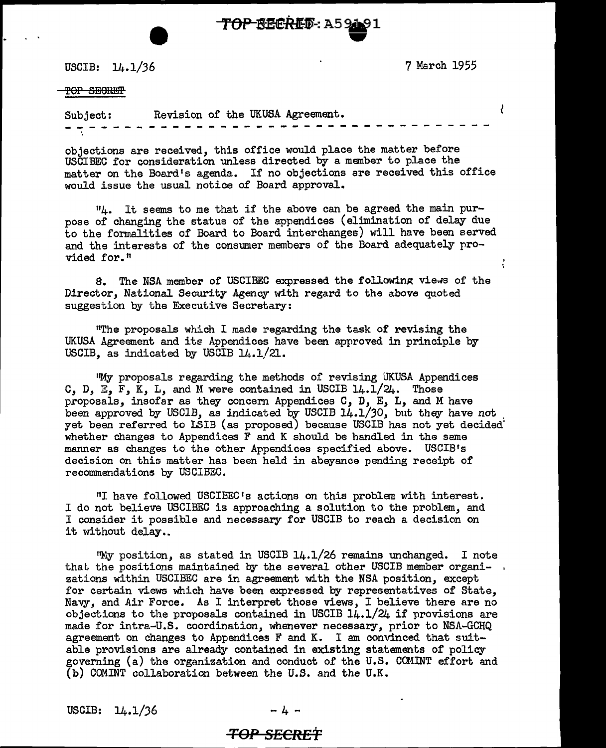USCIB: 14.1/36 7 March 1955

~~TOP SECRET~~

Subject: Revision of the UKUSA Agreement.

objections are received, this office would place the matter before USCIBEC for consideration unless directed by a member to place the matter on the Board's agenda. If no objections are received this office would issue the usual notice of Board approval.

"4. It seems to me that if the above can be agreed the main purpose of changing the status of the appendices (elimination of delay due to the formalities of Board to Board interchanges) will have been served and the interests of the consumer members of the Board adequately provided for."

8. The NSA member of USCIBEC expressed the following views of the Director, National Security Agency with regard to the above quoted suggestion by the Executive Secretary:

"The proposals which I made regarding the task of revising the UKUSA Agreement and its Appendices have been approved in principle by USCIB, as indicated by USCIB 14.1/21.

"My proposals regarding the methods of revising UKUSA Appendices C, D, E, F, K, L, and M were contained in USCIB 14.1/24. Those proposals, insofar as they concern Appendices C, D, E, L, and M have been approved by USCIB, as indicated by USCIB 14.1/30, but they have not yet been referred to LSIB (as proposed) because USCIB has not yet decided whether changes to Appendices F and K should be handled in the same manner as changes to the other Appendices specified above. USCIB's decision on this matter has been held in abeyance pending receipt of recommendations by USCIBEC.

"I have followed USCIBEC's actions on this problem with interest. I do not believe USCIBEC is approaching a solution to the problem, and I consider it possible and necessary for USCIB to reach a decision on it without delay..

"My position, as stated in USCIB 14.1/26 remains unchanged. I note that the positions maintained by the several other USCIB member organizations within USCIBEC are in agreement with the NSA position, except for certain views which have been expressed by representatives of State, Navy, and Air Force. As I interpret those views, I believe there are no objections to the proposals contained in USCIB 14.1/24 if provisions are made for intra-U.S. coordination, whenever necessary, prior to NSA-GCHQ agreement on changes to Appendices F and K. I am convinced that suitable provisions are already contained in existing statements of policy governing (a) the organization and conduct of the U.S. COMINT effort and (b) COMINT collaboration between the U.S. and the U.K.

USCIB: 14.1/36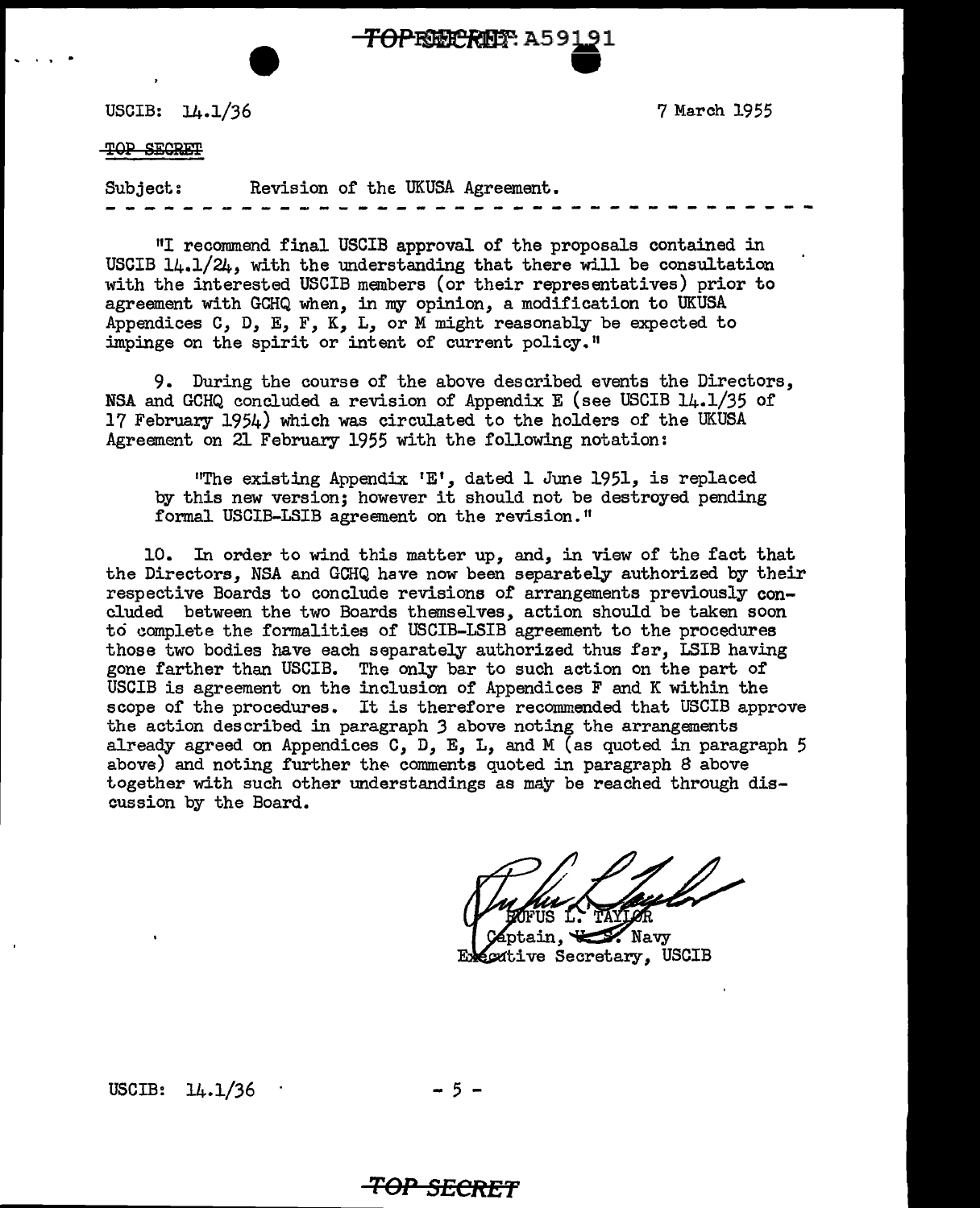USCIB: 14.1/36 7 March 1955

~~TOP SECRET~~

Subject: Revision of the UKUSA Agreement.

---

"I recommend final USCIB approval of the proposals contained in USCIB 14.1/24, with the understanding that there will be consultation with the interested USCIB members (or their representatives) prior to agreement with GCHQ when, in my opinion, a modification to UKUSA Appendices C, D, E, F, K, L, or M might reasonably be expected to impinge on the spirit or intent of current policy."

9. During the course of the above described events the Directors, NSA and GCHQ concluded a revision of Appendix E (see USCIB 14.1/35 of 17 February 1954) which was circulated to the holders of the UKUSA Agreement on 21 February 1955 with the following notation:

"The existing Appendix 'E', dated 1 June 1951, is replaced by this new version; however it should not be destroyed pending formal USCIB-LSIB agreement on the revision."

10. In order to wind this matter up, and, in view of the fact that the Directors, NSA and GCHQ have now been separately authorized by their respective Boards to conclude revisions of arrangements previously concluded between the two Boards themselves, action should be taken soon to complete the formalities of USCIB-LSIB agreement to the procedures those two bodies have each separately authorized thus far, LSIB having gone farther than USCIB. The only bar to such action on the part of USCIB is agreement on the inclusion of Appendices F and K within the scope of the procedures. It is therefore recommended that USCIB approve the action described in paragraph 3 above noting the arrangements already agreed on Appendices C, D, E, L, and M (as quoted in paragraph 5 above) and noting further the comments quoted in paragraph 8 above together with such other understandings as may be reached through discussion by the Board.

RUFUS L. TAYLOR
Captain, U.S. Navy
Executive Secretary, USCIB